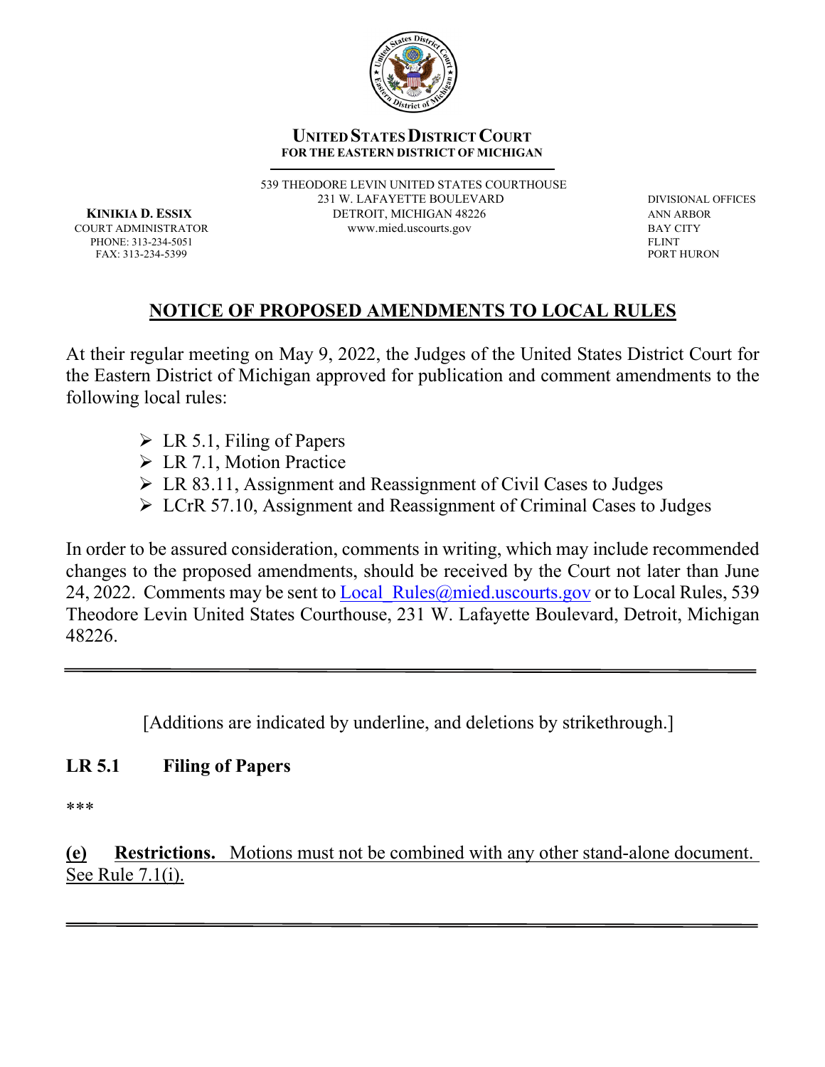**UNITED STATES DISTRICT COURT**
**FOR THE EASTERN DISTRICT OF MICHIGAN**

539 THEODORE LEVIN UNITED STATES COURTHOUSE
231 W. LAFAYETTE BOULEVARD
DETROIT, MICHIGAN 48226
www.mied.uscourts.gov

**KINIKIA D. ESSIX**
COURT ADMINISTRATOR
PHONE: 313-234-5051
FAX: 313-234-5399

DIVISIONAL OFFICES
ANN ARBOR
BAY CITY
FLINT
PORT HURON

# NOTICE OF PROPOSED AMENDMENTS TO LOCAL RULES

At their regular meeting on May 9, 2022, the Judges of the United States District Court for the Eastern District of Michigan approved for publication and comment amendments to the following local rules:

- LR 5.1, Filing of Papers
- LR 7.1, Motion Practice
- LR 83.11, Assignment and Reassignment of Civil Cases to Judges
- LCrR 57.10, Assignment and Reassignment of Criminal Cases to Judges

In order to be assured consideration, comments in writing, which may include recommended changes to the proposed amendments, should be received by the Court not later than June 24, 2022. Comments may be sent to Local_Rules@mied.uscourts.gov or to Local Rules, 539 Theodore Levin United States Courthouse, 231 W. Lafayette Boulevard, Detroit, Michigan 48226.

---

[Additions are indicated by underline, and deletions by strikethrough.]

## LR 5.1 Filing of Papers

***

<u>**(e) Restrictions.** Motions must not be combined with any other stand-alone document. See Rule 7.1(i).</u>

---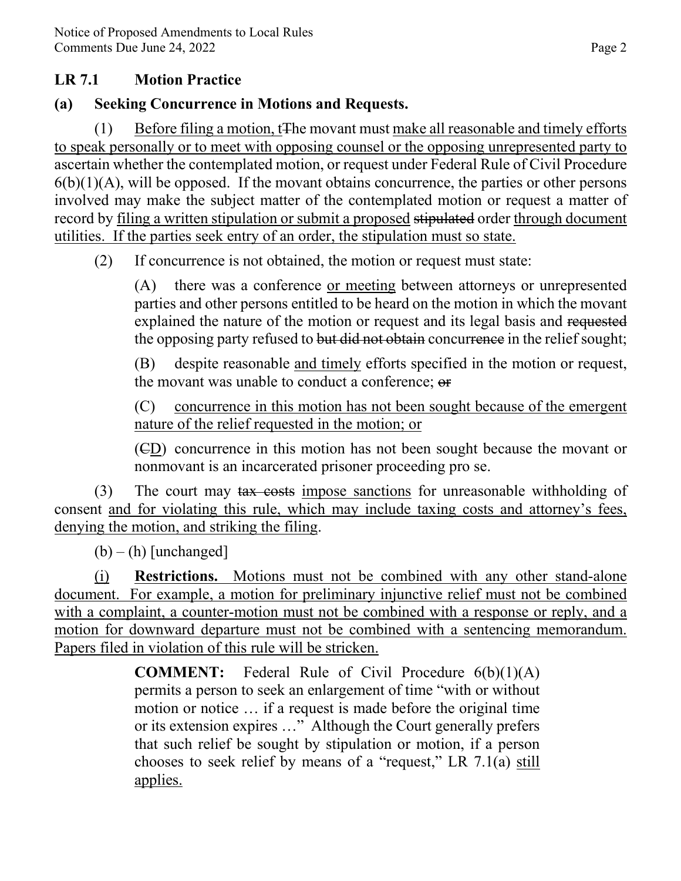## LR 7.1 Motion Practice

### (a) Seeking Concurrence in Motions and Requests.

(1) <u>Before filing a motion, t</u>~~T~~he movant must <u>make all reasonable and timely efforts to speak personally or to meet with opposing counsel or the opposing unrepresented party to</u> ascertain whether the contemplated motion, or request under Federal Rule of Civil Procedure 6(b)(1)(A), will be opposed. If the movant obtains concurrence, the parties or other persons involved may make the subject matter of the contemplated motion or request a matter of record by <u>filing a written stipulation or submit a proposed</u> ~~stipulated~~ order <u>through document utilities. If the parties seek entry of an order, the stipulation must so state.</u>

(2) If concurrence is not obtained, the motion or request must state:

(A) there was a conference <u>or meeting</u> between attorneys or unrepresented parties and other persons entitled to be heard on the motion in which the movant explained the nature of the motion or request and its legal basis and ~~requested~~ the opposing party refused to ~~but did not obtain~~ concur~~rence~~ in the relief sought;

(B) despite reasonable <u>and timely</u> efforts specified in the motion or request, the movant was unable to conduct a conference; ~~or~~

(C) <u>concurrence in this motion has not been sought because of the emergent nature of the relief requested in the motion; or</u>

(~~C~~<u>D</u>) concurrence in this motion has not been sought because the movant or nonmovant is an incarcerated prisoner proceeding pro se.

(3) The court may ~~tax costs~~ <u>impose sanctions</u> for unreasonable withholding of consent <u>and for violating this rule, which may include taxing costs and attorney's fees, denying the motion, and striking the filing</u>.

(b) – (h) [unchanged]

<u>(i)</u> **<u>Restrictions.</u>** <u>Motions must not be combined with any other stand-alone document. For example, a motion for preliminary injunctive relief must not be combined with a complaint, a counter-motion must not be combined with a response or reply, and a motion for downward departure must not be combined with a sentencing memorandum. Papers filed in violation of this rule will be stricken.</u>

> **COMMENT:** Federal Rule of Civil Procedure 6(b)(1)(A) permits a person to seek an enlargement of time "with or without motion or notice … if a request is made before the original time or its extension expires …" Although the Court generally prefers that such relief be sought by stipulation or motion, if a person chooses to seek relief by means of a "request," LR 7.1(a) <u>still applies.</u>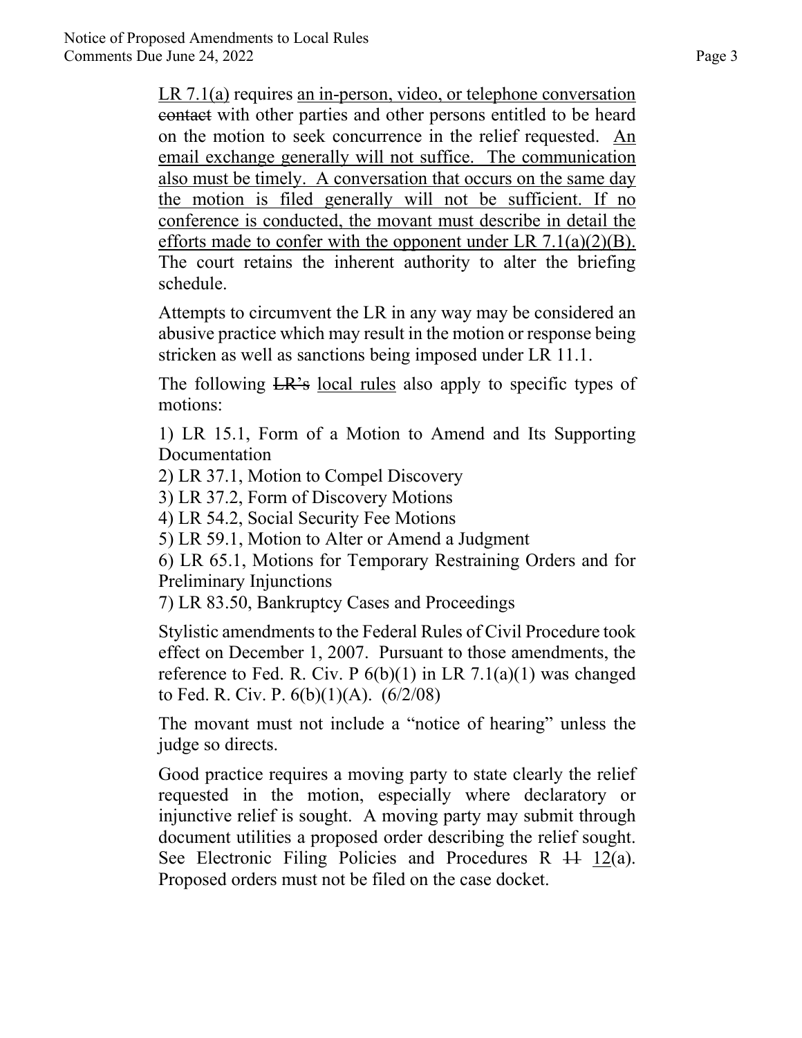<u>LR 7.1(a)</u> requires <u>an in-person, video, or telephone conversation</u> ~~contact~~ with other parties and other persons entitled to be heard on the motion to seek concurrence in the relief requested. <u>An email exchange generally will not suffice. The communication also must be timely. A conversation that occurs on the same day the motion is filed generally will not be sufficient. If no conference is conducted, the movant must describe in detail the efforts made to confer with the opponent under LR 7.1(a)(2)(B).</u> The court retains the inherent authority to alter the briefing schedule.

Attempts to circumvent the LR in any way may be considered an abusive practice which may result in the motion or response being stricken as well as sanctions being imposed under LR 11.1.

The following ~~LR's~~ <u>local rules</u> also apply to specific types of motions:

1) LR 15.1, Form of a Motion to Amend and Its Supporting Documentation
2) LR 37.1, Motion to Compel Discovery
3) LR 37.2, Form of Discovery Motions
4) LR 54.2, Social Security Fee Motions
5) LR 59.1, Motion to Alter or Amend a Judgment
6) LR 65.1, Motions for Temporary Restraining Orders and for Preliminary Injunctions
7) LR 83.50, Bankruptcy Cases and Proceedings

Stylistic amendments to the Federal Rules of Civil Procedure took effect on December 1, 2007. Pursuant to those amendments, the reference to Fed. R. Civ. P 6(b)(1) in LR 7.1(a)(1) was changed to Fed. R. Civ. P. 6(b)(1)(A). (6/2/08)

The movant must not include a "notice of hearing" unless the judge so directs.

Good practice requires a moving party to state clearly the relief requested in the motion, especially where declaratory or injunctive relief is sought. A moving party may submit through document utilities a proposed order describing the relief sought. See Electronic Filing Policies and Procedures R ~~11~~ <u>12</u>(a). Proposed orders must not be filed on the case docket.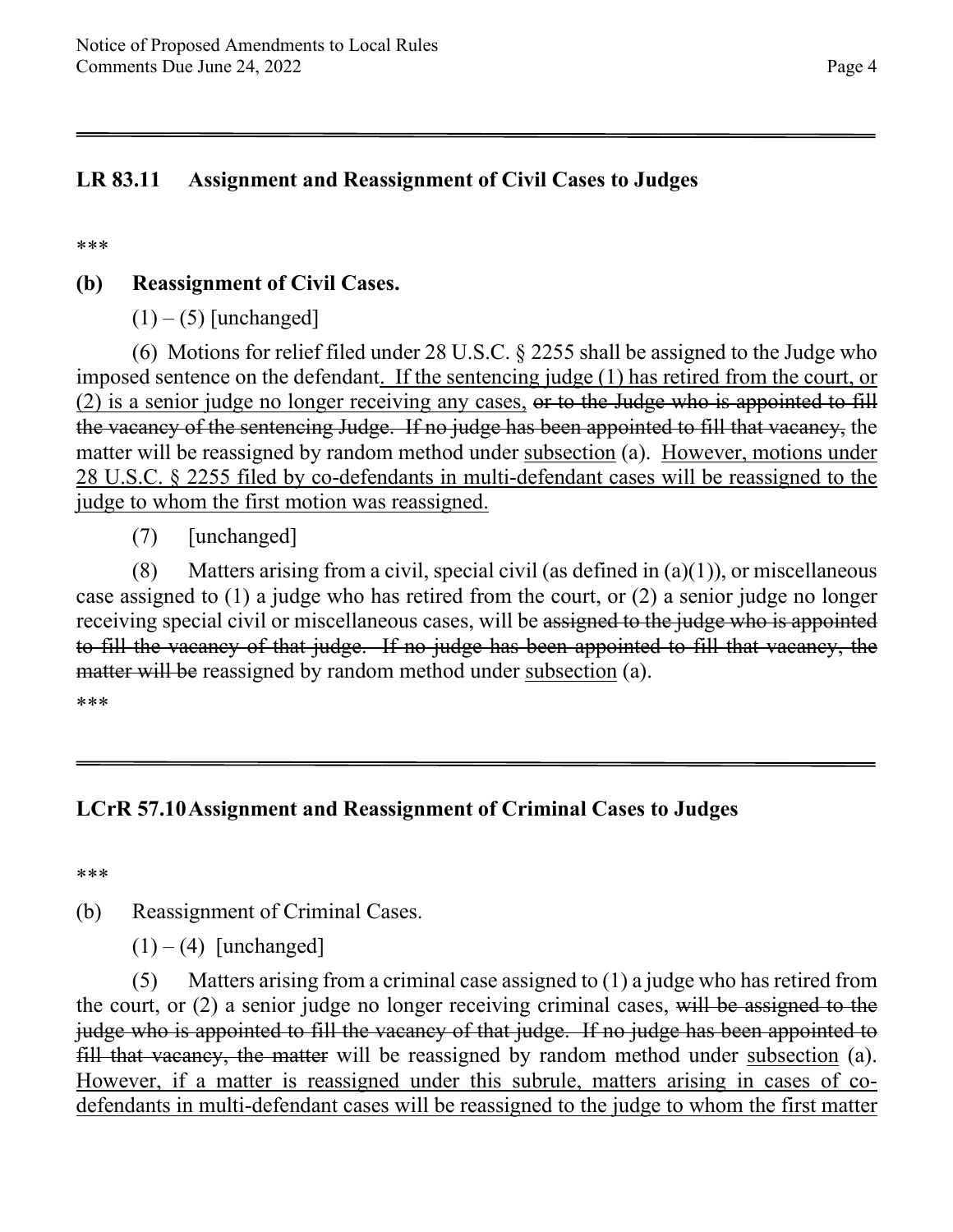## LR 83.11 Assignment and Reassignment of Civil Cases to Judges

\*\*\*

### (b) Reassignment of Civil Cases.

(1) – (5) [unchanged]

(6) Motions for relief filed under 28 U.S.C. § 2255 shall be assigned to the Judge who imposed sentence on the defendant<u>. If the sentencing judge (1) has retired from the court, or (2) is a senior judge no longer receiving any cases,</u> ~~or to the Judge who is appointed to fill the vacancy of the sentencing Judge. If no judge has been appointed to fill that vacancy,~~ the matter will be reassigned by random method under <u>subsection</u> (a). <u>However, motions under 28 U.S.C. § 2255 filed by co-defendants in multi-defendant cases will be reassigned to the judge to whom the first motion was reassigned.</u>

(7) [unchanged]

(8) Matters arising from a civil, special civil (as defined in (a)(1)), or miscellaneous case assigned to (1) a judge who has retired from the court, or (2) a senior judge no longer receiving special civil or miscellaneous cases, will be ~~assigned to the judge who is appointed to fill the vacancy of that judge. If no judge has been appointed to fill that vacancy, the matter will be~~ reassigned by random method under <u>subsection</u> (a).

\*\*\*

## LCrR 57.10 Assignment and Reassignment of Criminal Cases to Judges

\*\*\*

(b) Reassignment of Criminal Cases.

(1) – (4) [unchanged]

(5) Matters arising from a criminal case assigned to (1) a judge who has retired from the court, or (2) a senior judge no longer receiving criminal cases, ~~will be assigned to the judge who is appointed to fill the vacancy of that judge. If no judge has been appointed to fill that vacancy, the matter~~ will be reassigned by random method under <u>subsection</u> (a). <u>However, if a matter is reassigned under this subrule, matters arising in cases of co-defendants in multi-defendant cases will be reassigned to the judge to whom the first matter</u>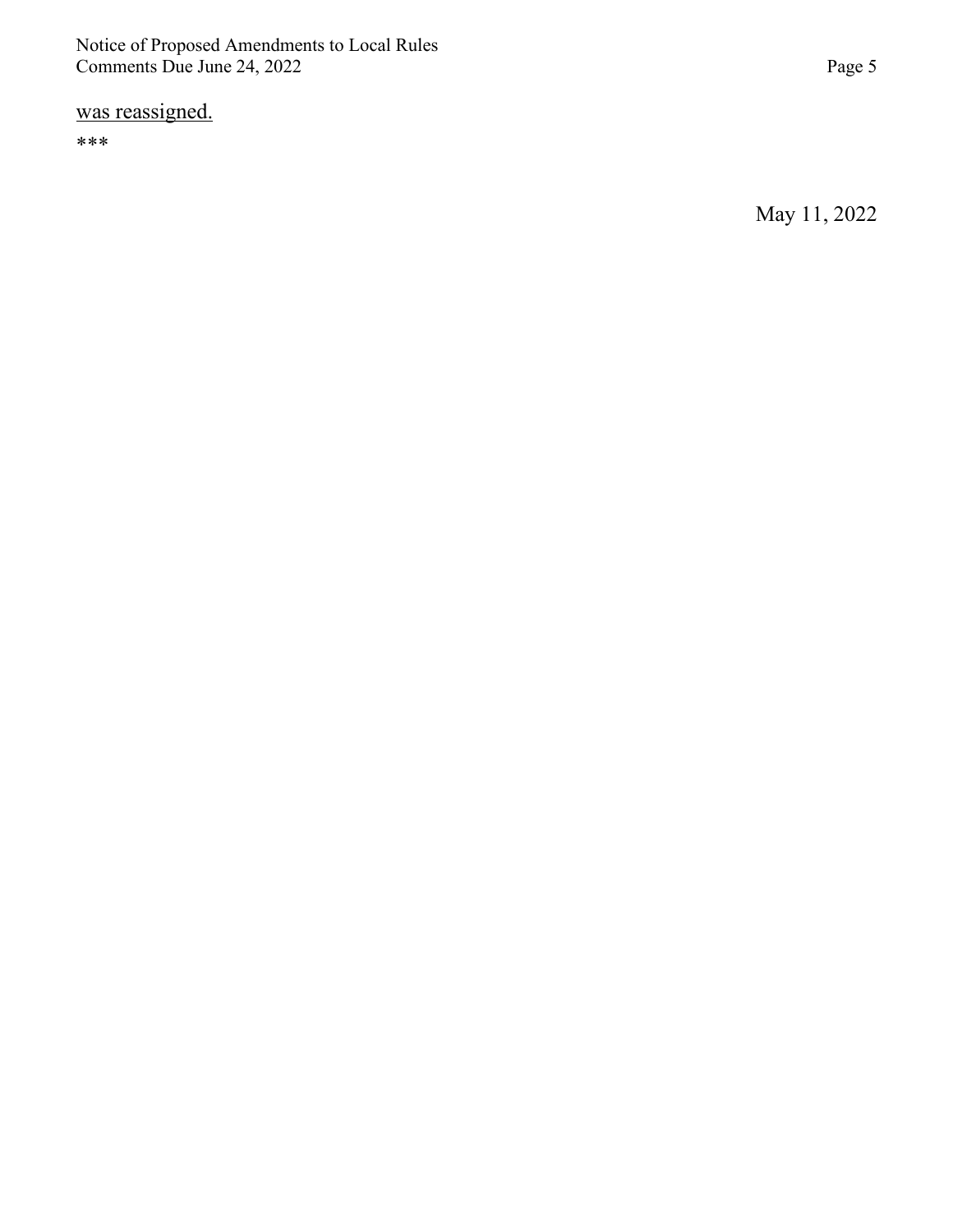<u>was reassigned.</u>

\*\*\*

May 11, 2022

<u>was reassigned.</u>

***

May 11, 2022